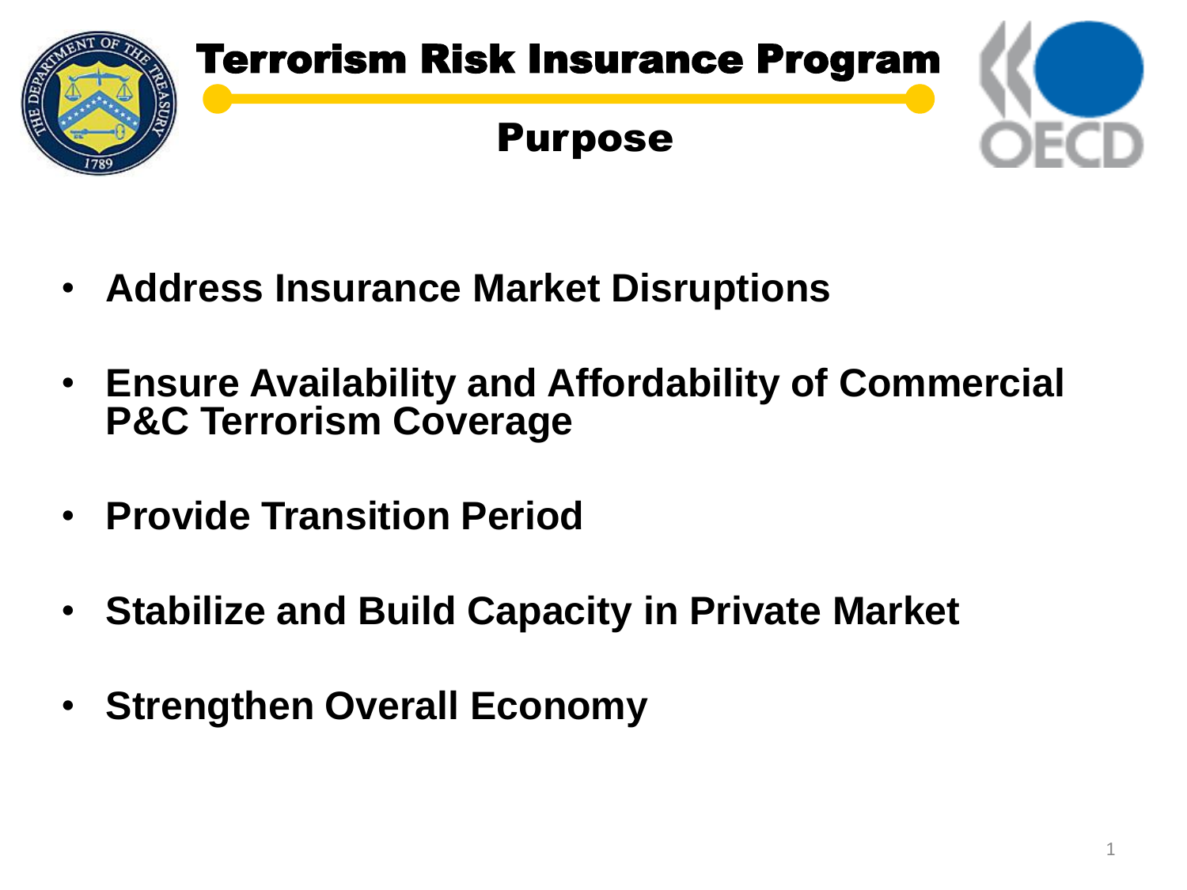# Terrorism Risk Insurance Program

## Purpose

- **Address Insurance Market Disruptions**
- **Ensure Availability and Affordability of Commercial P&C Terrorism Coverage**
- **Provide Transition Period**
- **Stabilize and Build Capacity in Private Market**
- **Strengthen Overall Economy**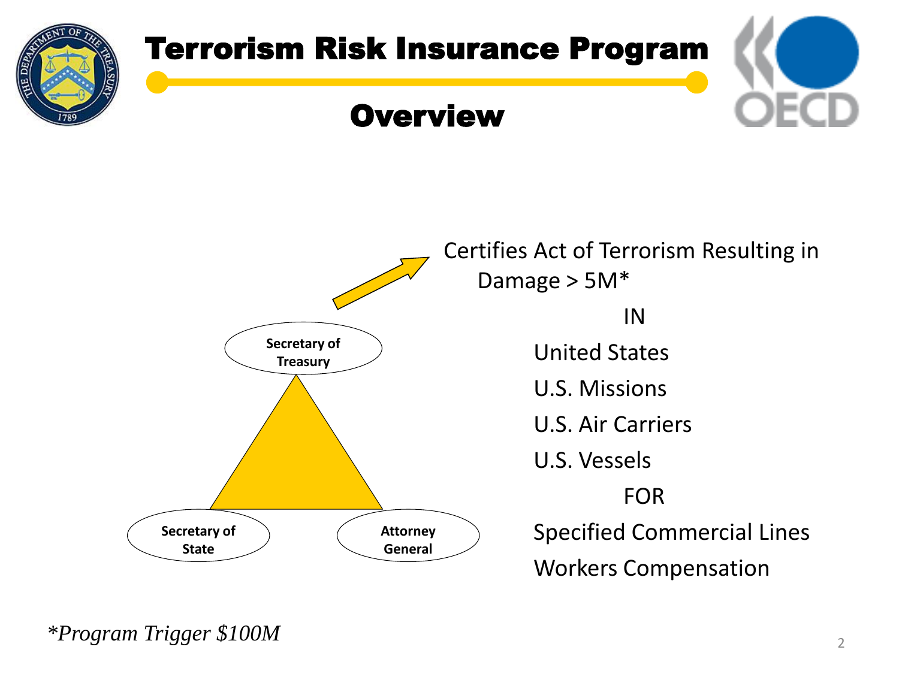# Terrorism Risk Insurance Program

## Overview

Secretary of Treasury

Secretary of State

Attorney General

Certifies Act of Terrorism Resulting in Damage > 5M*

IN

United States

U.S. Missions

U.S. Air Carriers

U.S. Vessels

FOR

Specified Commercial Lines

Workers Compensation

**Program Trigger $100M*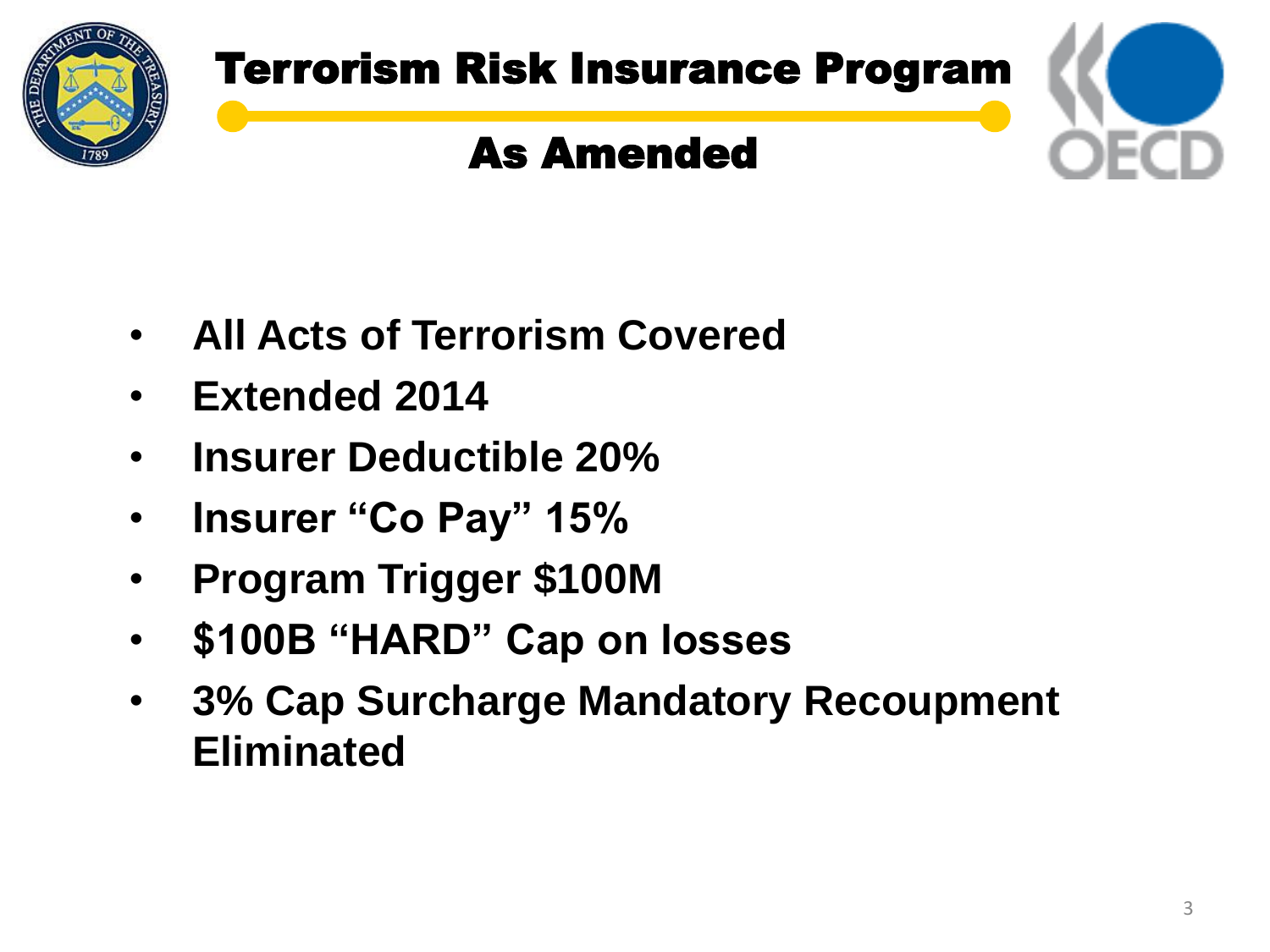# Terrorism Risk Insurance Program

## As Amended

- **All Acts of Terrorism Covered**
- **Extended 2014**
- **Insurer Deductible 20%**
- **Insurer "Co Pay" 15%**
- **Program Trigger $100M**
- **$100B "HARD" Cap on losses**
- **3% Cap Surcharge Mandatory Recoupment Eliminated**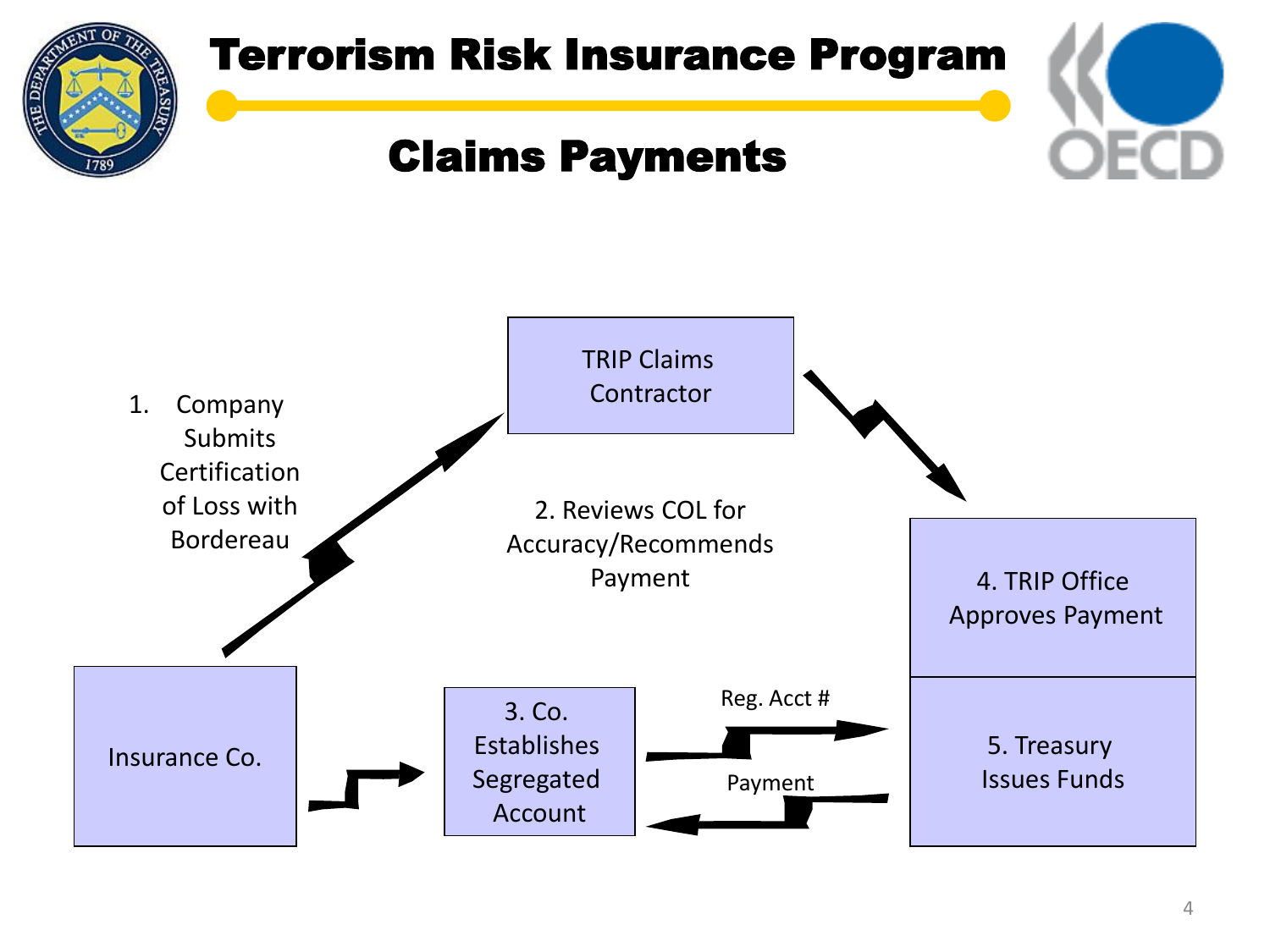# Terrorism Risk Insurance Program

## Claims Payments

TRIP Claims Contractor

1. Company Submits Certification of Loss with Bordereau

2. Reviews COL for Accuracy/Recommends Payment

4. TRIP Office Approves Payment

Insurance Co.

3. Co. Establishes Segregated Account

Reg. Acct #

Payment

5. Treasury Issues Funds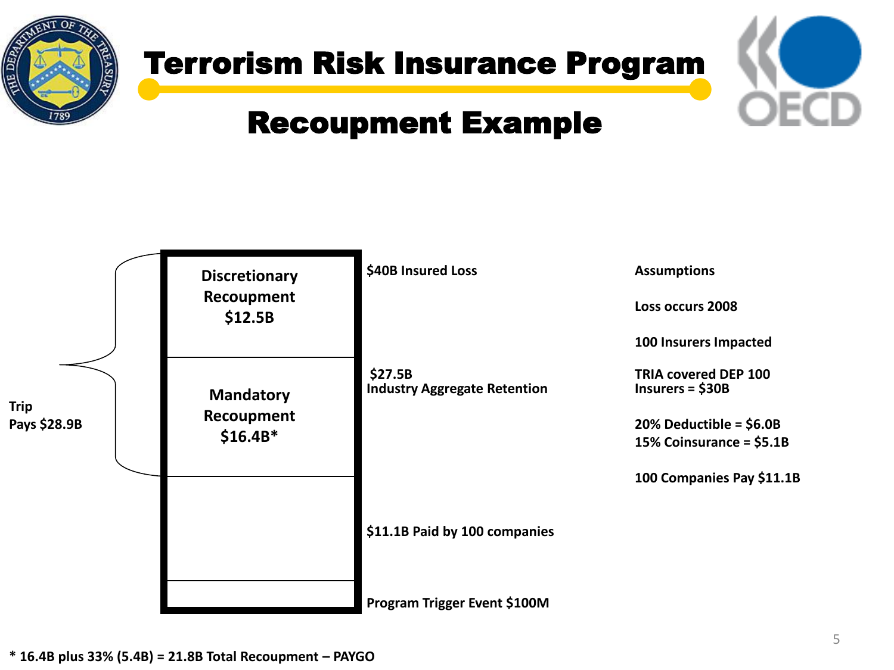# Terrorism Risk Insurance Program

## Recoupment Example

Discretionary Recoupment $12.5B

Mandatory Recoupment $16.4B*

Trip Pays $28.9B

$40B Insured Loss

$27.5B Industry Aggregate Retention

$11.1B Paid by 100 companies

Program Trigger Event $100M

**Assumptions**

Loss occurs 2008

100 Insurers Impacted

TRIA covered DEP 100 Insurers = $30B

20% Deductible = $6.0B
15% Coinsurance = $5.1B

100 Companies Pay $11.1B

\* 16.4B plus 33% (5.4B) = 21.8B Total Recoupment – PAYGO